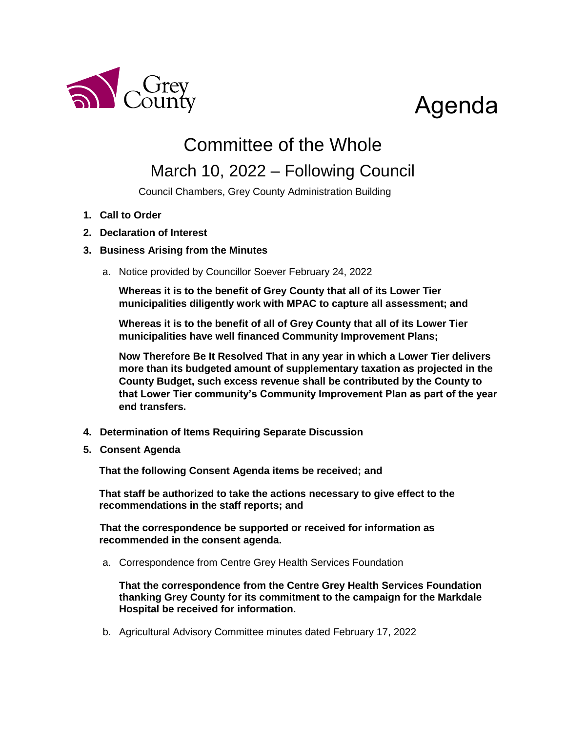Grey County

# Agenda

## Committee of the Whole

## March 10, 2022 – Following Council

Council Chambers, Grey County Administration Building

1. **Call to Order**
2. **Declaration of Interest**
3. **Business Arising from the Minutes**

   a. Notice provided by Councillor Soever February 24, 2022

   **Whereas it is to the benefit of Grey County that all of its Lower Tier municipalities diligently work with MPAC to capture all assessment; and**

   **Whereas it is to the benefit of all of Grey County that all of its Lower Tier municipalities have well financed Community Improvement Plans;**

   **Now Therefore Be It Resolved That in any year in which a Lower Tier delivers more than its budgeted amount of supplementary taxation as projected in the County Budget, such excess revenue shall be contributed by the County to that Lower Tier community's Community Improvement Plan as part of the year end transfers.**

4. **Determination of Items Requiring Separate Discussion**
5. **Consent Agenda**

   **That the following Consent Agenda items be received; and**

   **That staff be authorized to take the actions necessary to give effect to the recommendations in the staff reports; and**

   **That the correspondence be supported or received for information as recommended in the consent agenda.**

   a. Correspondence from Centre Grey Health Services Foundation

   **That the correspondence from the Centre Grey Health Services Foundation thanking Grey County for its commitment to the campaign for the Markdale Hospital be received for information.**

   b. Agricultural Advisory Committee minutes dated February 17, 2022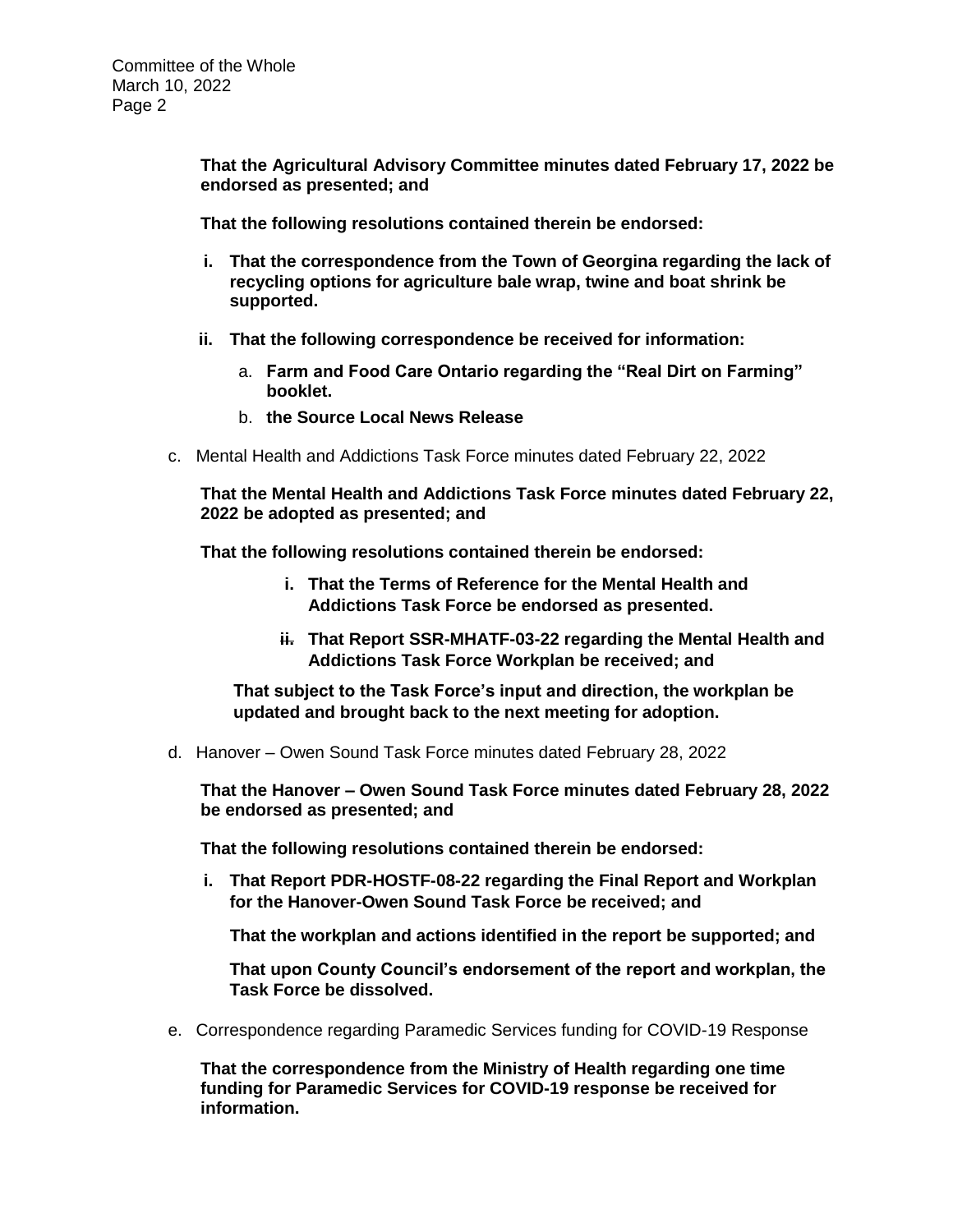**That the Agricultural Advisory Committee minutes dated February 17, 2022 be endorsed as presented; and**

**That the following resolutions contained therein be endorsed:**

- **i. That the correspondence from the Town of Georgina regarding the lack of recycling options for agriculture bale wrap, twine and boat shrink be supported.**
- **ii. That the following correspondence be received for information:**
  - a. **Farm and Food Care Ontario regarding the "Real Dirt on Farming" booklet.**
  - b. **the Source Local News Release**

c. Mental Health and Addictions Task Force minutes dated February 22, 2022

**That the Mental Health and Addictions Task Force minutes dated February 22, 2022 be adopted as presented; and**

**That the following resolutions contained therein be endorsed:**

- **i. That the Terms of Reference for the Mental Health and Addictions Task Force be endorsed as presented.**
- **~~ii.~~ That Report SSR-MHATF-03-22 regarding the Mental Health and Addictions Task Force Workplan be received; and**

**That subject to the Task Force's input and direction, the workplan be updated and brought back to the next meeting for adoption.**

d. Hanover – Owen Sound Task Force minutes dated February 28, 2022

**That the Hanover – Owen Sound Task Force minutes dated February 28, 2022 be endorsed as presented; and**

**That the following resolutions contained therein be endorsed:**

- **i. That Report PDR-HOSTF-08-22 regarding the Final Report and Workplan for the Hanover-Owen Sound Task Force be received; and**

  **That the workplan and actions identified in the report be supported; and**

  **That upon County Council's endorsement of the report and workplan, the Task Force be dissolved.**

e. Correspondence regarding Paramedic Services funding for COVID-19 Response

**That the correspondence from the Ministry of Health regarding one time funding for Paramedic Services for COVID-19 response be received for information.**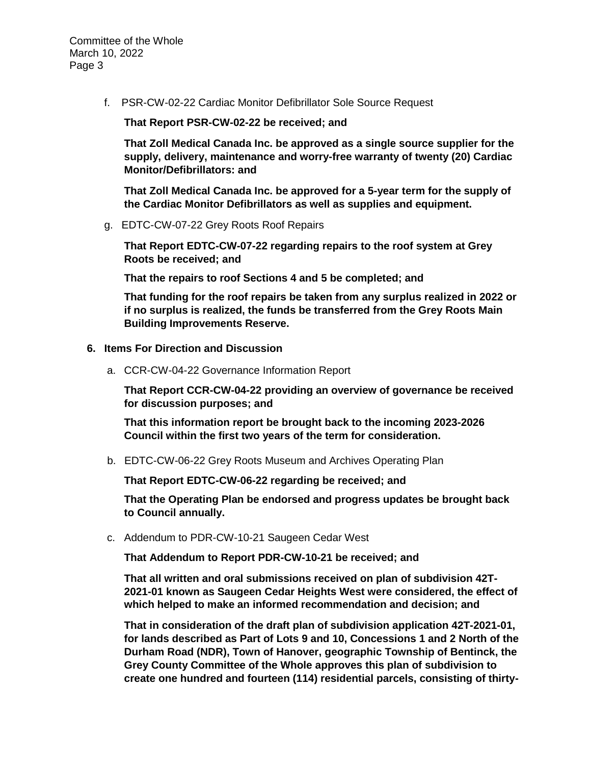f. PSR-CW-02-22 Cardiac Monitor Defibrillator Sole Source Request

**That Report PSR-CW-02-22 be received; and**

**That Zoll Medical Canada Inc. be approved as a single source supplier for the supply, delivery, maintenance and worry-free warranty of twenty (20) Cardiac Monitor/Defibrillators: and**

**That Zoll Medical Canada Inc. be approved for a 5-year term for the supply of the Cardiac Monitor Defibrillators as well as supplies and equipment.**

g. EDTC-CW-07-22 Grey Roots Roof Repairs

**That Report EDTC-CW-07-22 regarding repairs to the roof system at Grey Roots be received; and**

**That the repairs to roof Sections 4 and 5 be completed; and**

**That funding for the roof repairs be taken from any surplus realized in 2022 or if no surplus is realized, the funds be transferred from the Grey Roots Main Building Improvements Reserve.**

**6. Items For Direction and Discussion**

a. CCR-CW-04-22 Governance Information Report

**That Report CCR-CW-04-22 providing an overview of governance be received for discussion purposes; and**

**That this information report be brought back to the incoming 2023-2026 Council within the first two years of the term for consideration.**

b. EDTC-CW-06-22 Grey Roots Museum and Archives Operating Plan

**That Report EDTC-CW-06-22 regarding be received; and**

**That the Operating Plan be endorsed and progress updates be brought back to Council annually.**

c. Addendum to PDR-CW-10-21 Saugeen Cedar West

**That Addendum to Report PDR-CW-10-21 be received; and**

**That all written and oral submissions received on plan of subdivision 42T-2021-01 known as Saugeen Cedar Heights West were considered, the effect of which helped to make an informed recommendation and decision; and**

**That in consideration of the draft plan of subdivision application 42T-2021-01, for lands described as Part of Lots 9 and 10, Concessions 1 and 2 North of the Durham Road (NDR), Town of Hanover, geographic Township of Bentinck, the Grey County Committee of the Whole approves this plan of subdivision to create one hundred and fourteen (114) residential parcels, consisting of thirty-**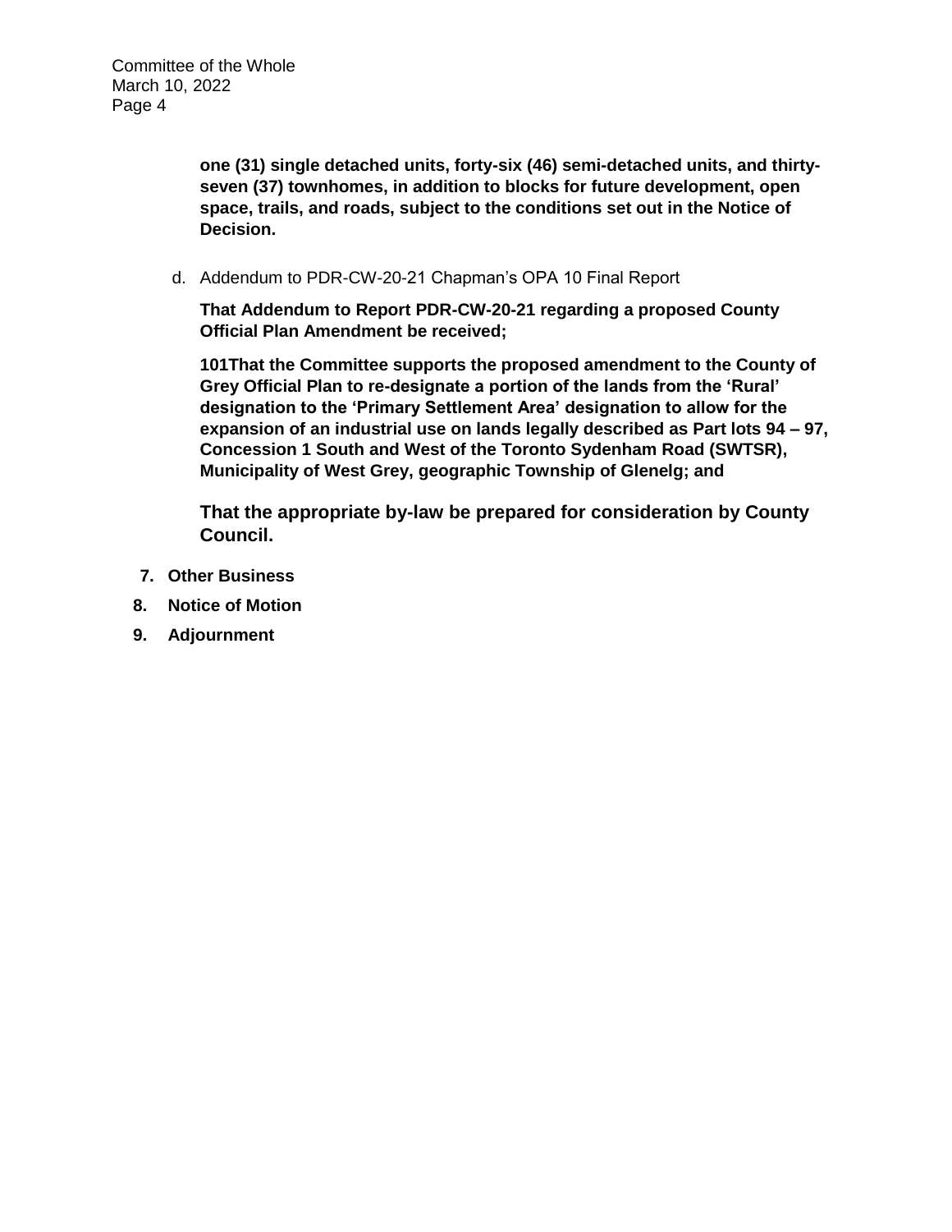**one (31) single detached units, forty-six (46) semi-detached units, and thirty-seven (37) townhomes, in addition to blocks for future development, open space, trails, and roads, subject to the conditions set out in the Notice of Decision.**

d. Addendum to PDR-CW-20-21 Chapman's OPA 10 Final Report

**That Addendum to Report PDR-CW-20-21 regarding a proposed County Official Plan Amendment be received;**

**101That the Committee supports the proposed amendment to the County of Grey Official Plan to re-designate a portion of the lands from the 'Rural' designation to the 'Primary Settlement Area' designation to allow for the expansion of an industrial use on lands legally described as Part lots 94 – 97, Concession 1 South and West of the Toronto Sydenham Road (SWTSR), Municipality of West Grey, geographic Township of Glenelg; and**

**That the appropriate by-law be prepared for consideration by County Council.**

7. **Other Business**
8. **Notice of Motion**
9. **Adjournment**